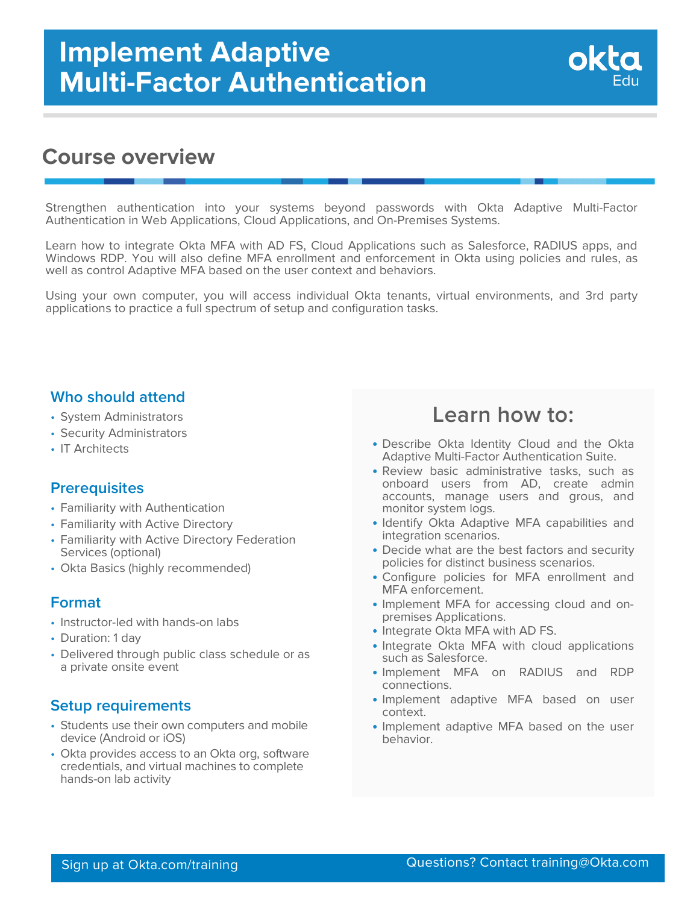# Implement Adaptive Multi-Factor Authentication

okta Edu

## Course overview

Strengthen authentication into your systems beyond passwords with Okta Adaptive Multi-Factor Authentication in Web Applications, Cloud Applications, and On-Premises Systems.

Learn how to integrate Okta MFA with AD FS, Cloud Applications such as Salesforce, RADIUS apps, and Windows RDP. You will also define MFA enrollment and enforcement in Okta using policies and rules, as well as control Adaptive MFA based on the user context and behaviors.

Using your own computer, you will access individual Okta tenants, virtual environments, and 3rd party applications to practice a full spectrum of setup and configuration tasks.

### Who should attend

- System Administrators
- Security Administrators
- IT Architects

### Prerequisites

- Familiarity with Authentication
- Familiarity with Active Directory
- Familiarity with Active Directory Federation Services (optional)
- Okta Basics (highly recommended)

### Format

- Instructor-led with hands-on labs
- Duration: 1 day
- Delivered through public class schedule or as a private onsite event

### Setup requirements

- Students use their own computers and mobile device (Android or iOS)
- Okta provides access to an Okta org, software credentials, and virtual machines to complete hands-on lab activity

## Learn how to:

- Describe Okta Identity Cloud and the Okta Adaptive Multi-Factor Authentication Suite.
- Review basic administrative tasks, such as onboard users from AD, create admin accounts, manage users and grous, and monitor system logs.
- Identify Okta Adaptive MFA capabilities and integration scenarios.
- Decide what are the best factors and security policies for distinct business scenarios.
- Configure policies for MFA enrollment and MFA enforcement.
- Implement MFA for accessing cloud and on-premises Applications.
- Integrate Okta MFA with AD FS.
- Integrate Okta MFA with cloud applications such as Salesforce.
- Implement MFA on RADIUS and RDP connections.
- Implement adaptive MFA based on user context.
- Implement adaptive MFA based on the user behavior.

Sign up at Okta.com/training

Questions? Contact training@Okta.com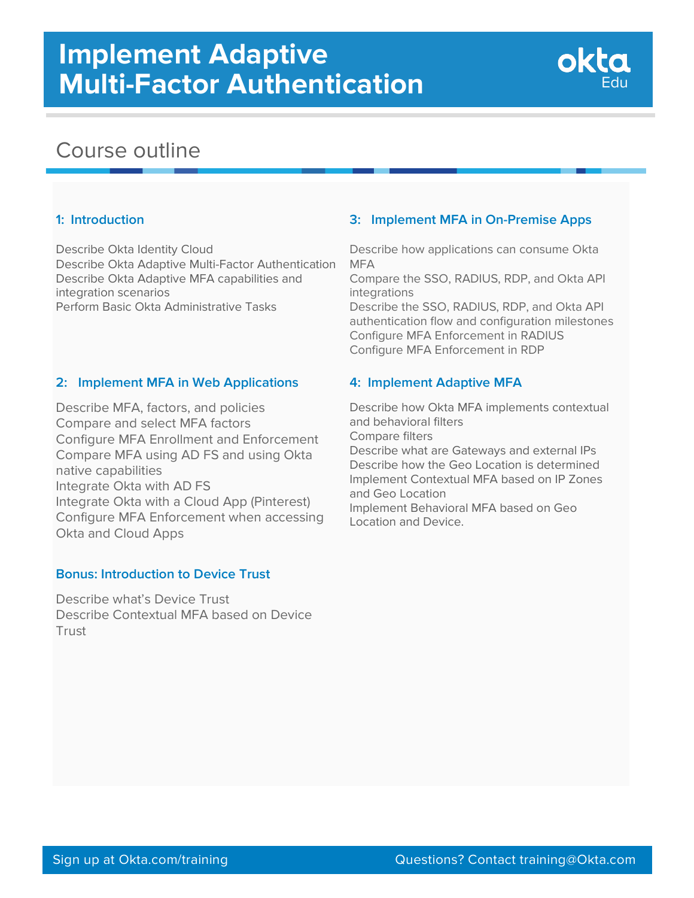# Implement Adaptive Multi-Factor Authentication

okta Edu

## Course outline

### 1: Introduction

Describe Okta Identity Cloud
Describe Okta Adaptive Multi-Factor Authentication
Describe Okta Adaptive MFA capabilities and integration scenarios
Perform Basic Okta Administrative Tasks

### 2: Implement MFA in Web Applications

Describe MFA, factors, and policies
Compare and select MFA factors
Configure MFA Enrollment and Enforcement
Compare MFA using AD FS and using Okta native capabilities
Integrate Okta with AD FS
Integrate Okta with a Cloud App (Pinterest)
Configure MFA Enforcement when accessing Okta and Cloud Apps

### Bonus: Introduction to Device Trust

Describe what's Device Trust
Describe Contextual MFA based on Device Trust

### 3: Implement MFA in On-Premise Apps

Describe how applications can consume Okta MFA
Compare the SSO, RADIUS, RDP, and Okta API integrations
Describe the SSO, RADIUS, RDP, and Okta API authentication flow and configuration milestones
Configure MFA Enforcement in RADIUS
Configure MFA Enforcement in RDP

### 4: Implement Adaptive MFA

Describe how Okta MFA implements contextual and behavioral filters
Compare filters
Describe what are Gateways and external IPs
Describe how the Geo Location is determined
Implement Contextual MFA based on IP Zones and Geo Location
Implement Behavioral MFA based on Geo Location and Device.

Sign up at Okta.com/training

Questions? Contact training@Okta.com